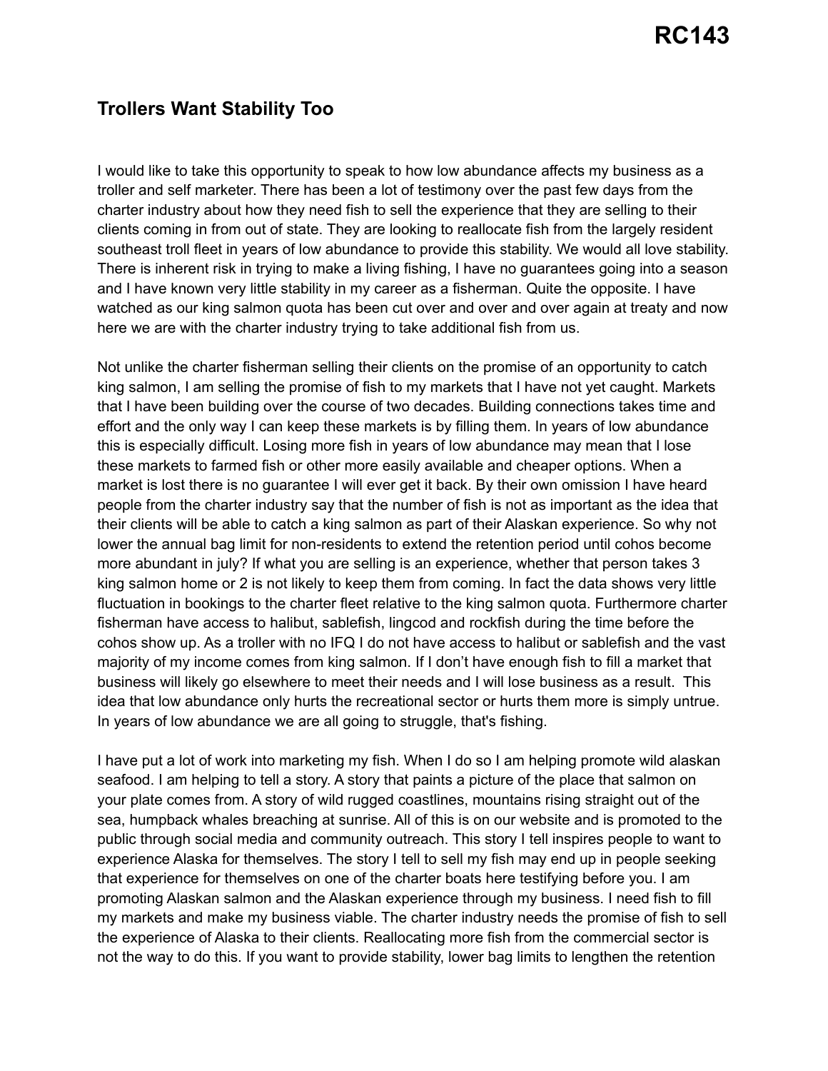# RC143

## Trollers Want Stability Too

I would like to take this opportunity to speak to how low abundance affects my business as a troller and self marketer. There has been a lot of testimony over the past few days from the charter industry about how they need fish to sell the experience that they are selling to their clients coming in from out of state. They are looking to reallocate fish from the largely resident southeast troll fleet in years of low abundance to provide this stability. We would all love stability. There is inherent risk in trying to make a living fishing, I have no guarantees going into a season and I have known very little stability in my career as a fisherman. Quite the opposite. I have watched as our king salmon quota has been cut over and over and over again at treaty and now here we are with the charter industry trying to take additional fish from us.

Not unlike the charter fisherman selling their clients on the promise of an opportunity to catch king salmon, I am selling the promise of fish to my markets that I have not yet caught. Markets that I have been building over the course of two decades. Building connections takes time and effort and the only way I can keep these markets is by filling them. In years of low abundance this is especially difficult. Losing more fish in years of low abundance may mean that I lose these markets to farmed fish or other more easily available and cheaper options. When a market is lost there is no guarantee I will ever get it back. By their own omission I have heard people from the charter industry say that the number of fish is not as important as the idea that their clients will be able to catch a king salmon as part of their Alaskan experience. So why not lower the annual bag limit for non-residents to extend the retention period until cohos become more abundant in july? If what you are selling is an experience, whether that person takes 3 king salmon home or 2 is not likely to keep them from coming. In fact the data shows very little fluctuation in bookings to the charter fleet relative to the king salmon quota. Furthermore charter fisherman have access to halibut, sablefish, lingcod and rockfish during the time before the cohos show up. As a troller with no IFQ I do not have access to halibut or sablefish and the vast majority of my income comes from king salmon. If I don't have enough fish to fill a market that business will likely go elsewhere to meet their needs and I will lose business as a result. This idea that low abundance only hurts the recreational sector or hurts them more is simply untrue. In years of low abundance we are all going to struggle, that's fishing.

I have put a lot of work into marketing my fish. When I do so I am helping promote wild alaskan seafood. I am helping to tell a story. A story that paints a picture of the place that salmon on your plate comes from. A story of wild rugged coastlines, mountains rising straight out of the sea, humpback whales breaching at sunrise. All of this is on our website and is promoted to the public through social media and community outreach. This story I tell inspires people to want to experience Alaska for themselves. The story I tell to sell my fish may end up in people seeking that experience for themselves on one of the charter boats here testifying before you. I am promoting Alaskan salmon and the Alaskan experience through my business. I need fish to fill my markets and make my business viable. The charter industry needs the promise of fish to sell the experience of Alaska to their clients. Reallocating more fish from the commercial sector is not the way to do this. If you want to provide stability, lower bag limits to lengthen the retention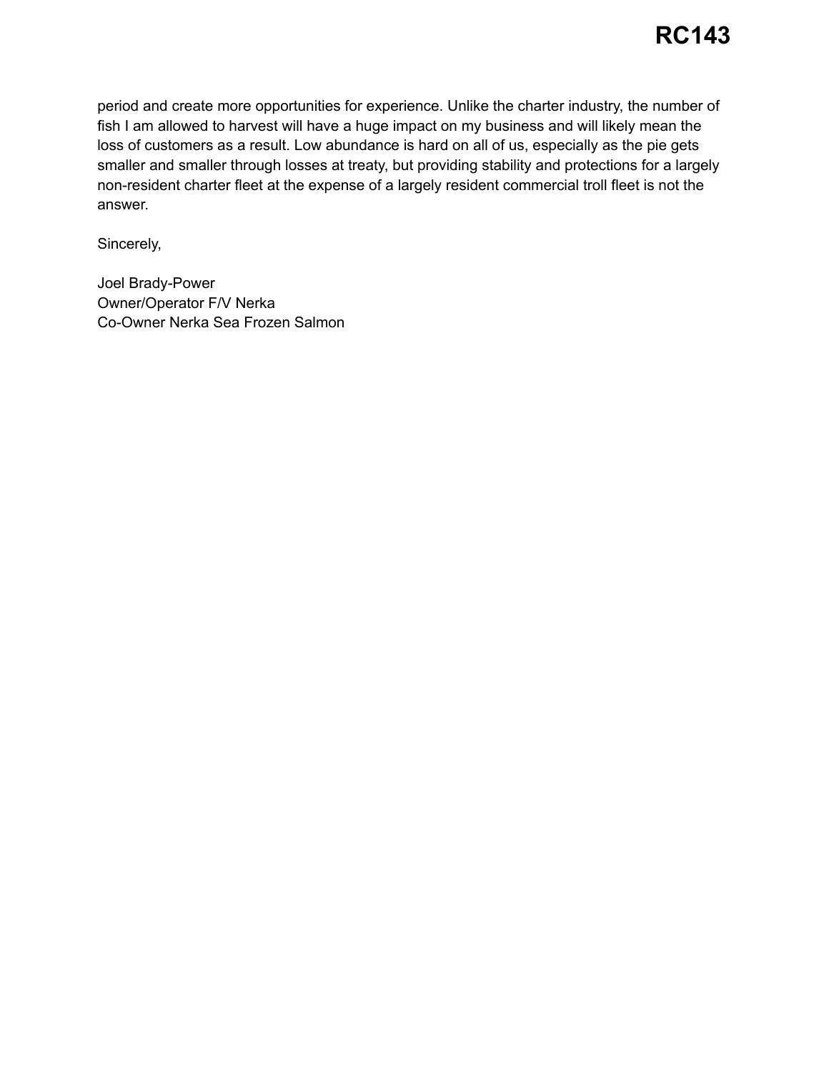period and create more opportunities for experience. Unlike the charter industry, the number of fish I am allowed to harvest will have a huge impact on my business and will likely mean the loss of customers as a result. Low abundance is hard on all of us, especially as the pie gets smaller and smaller through losses at treaty, but providing stability and protections for a largely non-resident charter fleet at the expense of a largely resident commercial troll fleet is not the answer.

Sincerely,

Joel Brady-Power
Owner/Operator F/V Nerka
Co-Owner Nerka Sea Frozen Salmon